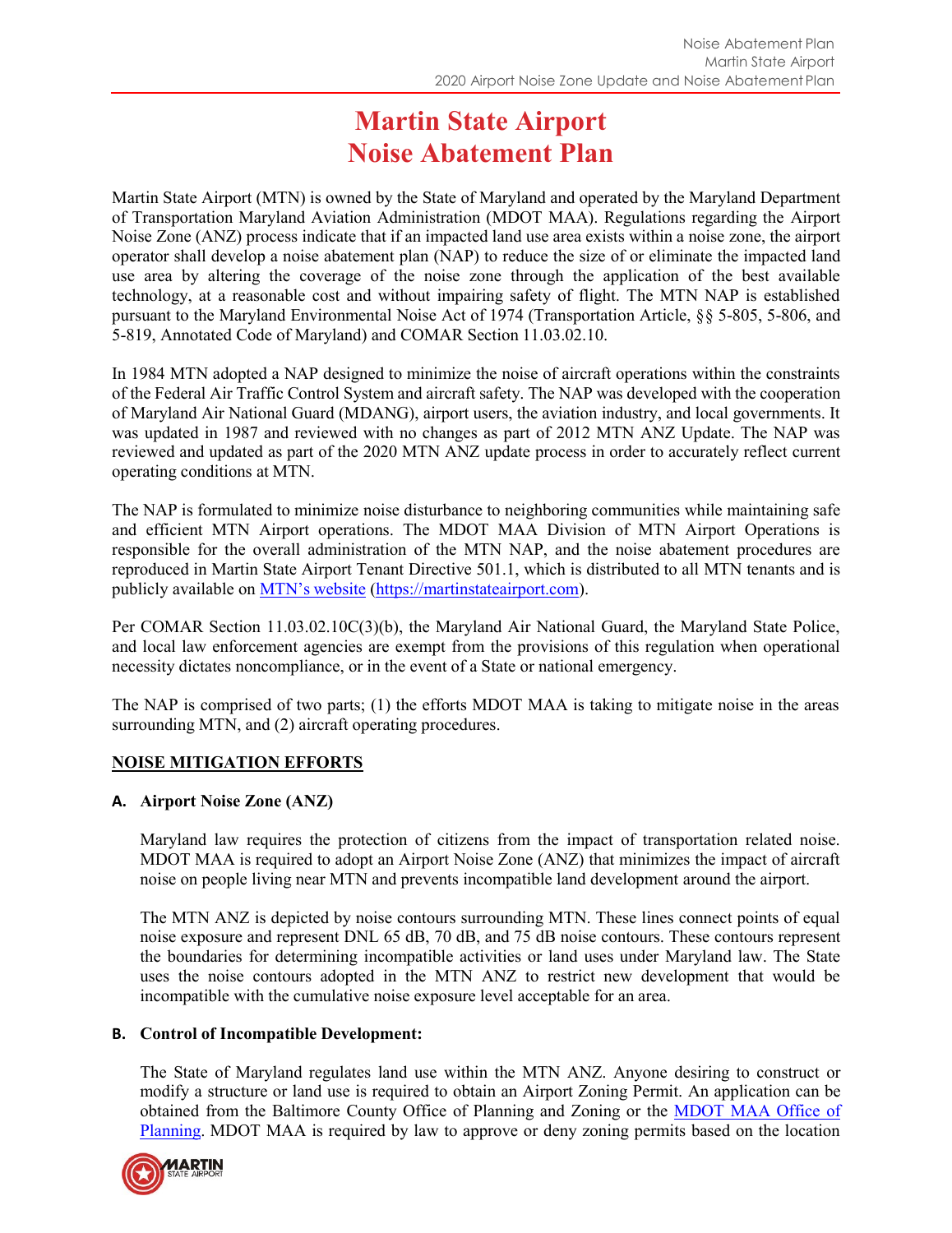# Martin State Airport
# Noise Abatement Plan

Martin State Airport (MTN) is owned by the State of Maryland and operated by the Maryland Department of Transportation Maryland Aviation Administration (MDOT MAA). Regulations regarding the Airport Noise Zone (ANZ) process indicate that if an impacted land use area exists within a noise zone, the airport operator shall develop a noise abatement plan (NAP) to reduce the size of or eliminate the impacted land use area by altering the coverage of the noise zone through the application of the best available technology, at a reasonable cost and without impairing safety of flight. The MTN NAP is established pursuant to the Maryland Environmental Noise Act of 1974 (Transportation Article, §§ 5-805, 5-806, and 5-819, Annotated Code of Maryland) and COMAR Section 11.03.02.10.

In 1984 MTN adopted a NAP designed to minimize the noise of aircraft operations within the constraints of the Federal Air Traffic Control System and aircraft safety. The NAP was developed with the cooperation of Maryland Air National Guard (MDANG), airport users, the aviation industry, and local governments. It was updated in 1987 and reviewed with no changes as part of 2012 MTN ANZ Update. The NAP was reviewed and updated as part of the 2020 MTN ANZ update process in order to accurately reflect current operating conditions at MTN.

The NAP is formulated to minimize noise disturbance to neighboring communities while maintaining safe and efficient MTN Airport operations. The MDOT MAA Division of MTN Airport Operations is responsible for the overall administration of the MTN NAP, and the noise abatement procedures are reproduced in Martin State Airport Tenant Directive 501.1, which is distributed to all MTN tenants and is publicly available on [MTN's website](https://martinstateairport.com) (https://martinstateairport.com).

Per COMAR Section 11.03.02.10C(3)(b), the Maryland Air National Guard, the Maryland State Police, and local law enforcement agencies are exempt from the provisions of this regulation when operational necessity dictates noncompliance, or in the event of a State or national emergency.

The NAP is comprised of two parts; (1) the efforts MDOT MAA is taking to mitigate noise in the areas surrounding MTN, and (2) aircraft operating procedures.

## NOISE MITIGATION EFFORTS

### A. Airport Noise Zone (ANZ)

Maryland law requires the protection of citizens from the impact of transportation related noise. MDOT MAA is required to adopt an Airport Noise Zone (ANZ) that minimizes the impact of aircraft noise on people living near MTN and prevents incompatible land development around the airport.

The MTN ANZ is depicted by noise contours surrounding MTN. These lines connect points of equal noise exposure and represent DNL 65 dB, 70 dB, and 75 dB noise contours. These contours represent the boundaries for determining incompatible activities or land uses under Maryland law. The State uses the noise contours adopted in the MTN ANZ to restrict new development that would be incompatible with the cumulative noise exposure level acceptable for an area.

### B. Control of Incompatible Development:

The State of Maryland regulates land use within the MTN ANZ. Anyone desiring to construct or modify a structure or land use is required to obtain an Airport Zoning Permit. An application can be obtained from the Baltimore County Office of Planning and Zoning or the MDOT MAA Office of Planning. MDOT MAA is required by law to approve or deny zoning permits based on the location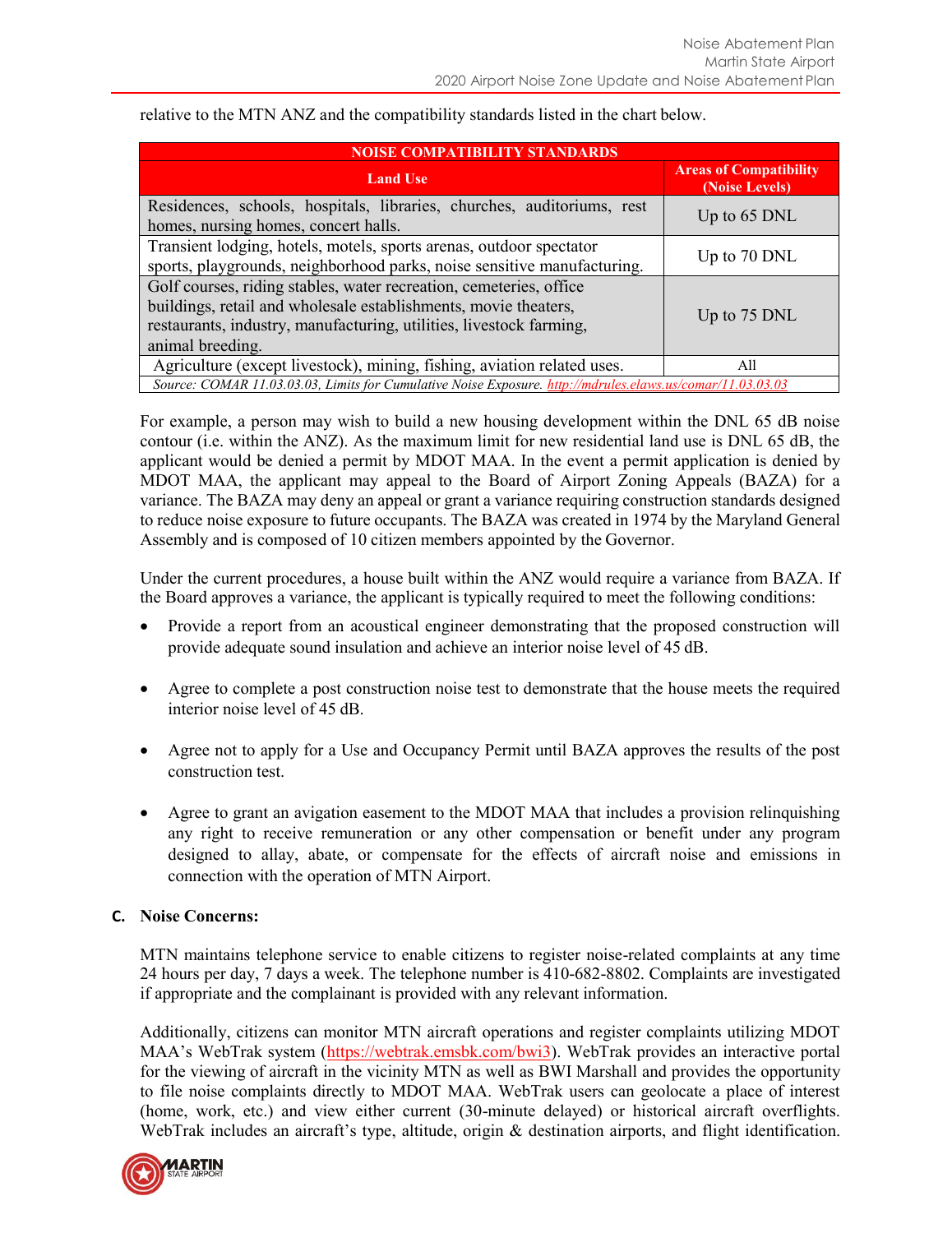relative to the MTN ANZ and the compatibility standards listed in the chart below.

| NOISE COMPATIBILITY STANDARDS | |
|---|---|
| **Land Use** | **Areas of Compatibility (Noise Levels)** |
| Residences, schools, hospitals, libraries, churches, auditoriums, rest homes, nursing homes, concert halls. | Up to 65 DNL |
| Transient lodging, hotels, motels, sports arenas, outdoor spectator sports, playgrounds, neighborhood parks, noise sensitive manufacturing. | Up to 70 DNL |
| Golf courses, riding stables, water recreation, cemeteries, office buildings, retail and wholesale establishments, movie theaters, restaurants, industry, manufacturing, utilities, livestock farming, animal breeding. | Up to 75 DNL |
| Agriculture (except livestock), mining, fishing, aviation related uses. | All |
| *Source: COMAR 11.03.03.03, Limits for Cumulative Noise Exposure. http://mdrules.elaws.us/comar/11.03.03.03* | |

For example, a person may wish to build a new housing development within the DNL 65 dB noise contour (i.e. within the ANZ). As the maximum limit for new residential land use is DNL 65 dB, the applicant would be denied a permit by MDOT MAA. In the event a permit application is denied by MDOT MAA, the applicant may appeal to the Board of Airport Zoning Appeals (BAZA) for a variance. The BAZA may deny an appeal or grant a variance requiring construction standards designed to reduce noise exposure to future occupants. The BAZA was created in 1974 by the Maryland General Assembly and is composed of 10 citizen members appointed by the Governor.

Under the current procedures, a house built within the ANZ would require a variance from BAZA. If the Board approves a variance, the applicant is typically required to meet the following conditions:

- Provide a report from an acoustical engineer demonstrating that the proposed construction will provide adequate sound insulation and achieve an interior noise level of 45 dB.
- Agree to complete a post construction noise test to demonstrate that the house meets the required interior noise level of 45 dB.
- Agree not to apply for a Use and Occupancy Permit until BAZA approves the results of the post construction test.
- Agree to grant an avigation easement to the MDOT MAA that includes a provision relinquishing any right to receive remuneration or any other compensation or benefit under any program designed to allay, abate, or compensate for the effects of aircraft noise and emissions in connection with the operation of MTN Airport.

### C. Noise Concerns:

MTN maintains telephone service to enable citizens to register noise-related complaints at any time 24 hours per day, 7 days a week. The telephone number is 410-682-8802. Complaints are investigated if appropriate and the complainant is provided with any relevant information.

Additionally, citizens can monitor MTN aircraft operations and register complaints utilizing MDOT MAA's WebTrak system (https://webtrak.emsbk.com/bwi3). WebTrak provides an interactive portal for the viewing of aircraft in the vicinity MTN as well as BWI Marshall and provides the opportunity to file noise complaints directly to MDOT MAA. WebTrak users can geolocate a place of interest (home, work, etc.) and view either current (30-minute delayed) or historical aircraft overflights. WebTrak includes an aircraft's type, altitude, origin & destination airports, and flight identification.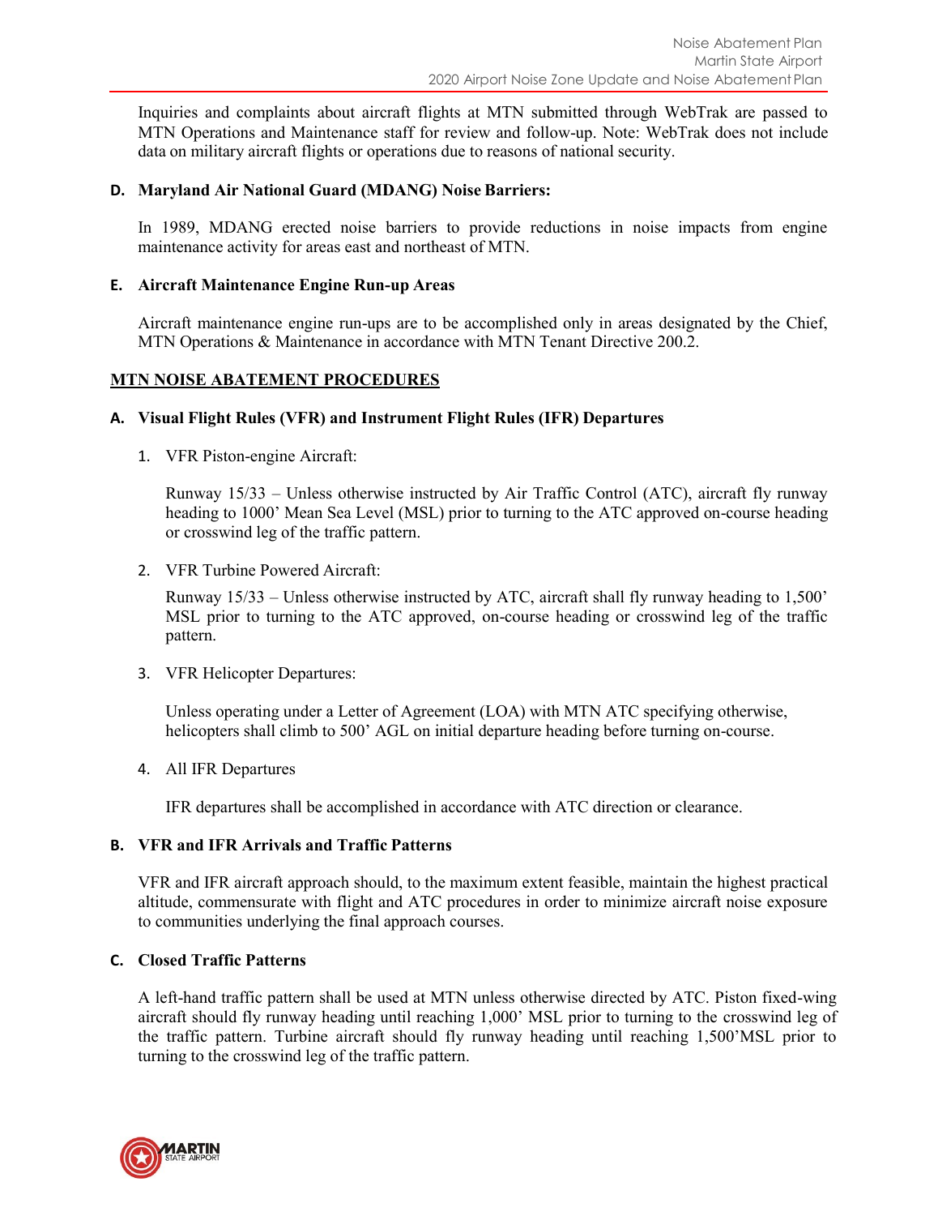Inquiries and complaints about aircraft flights at MTN submitted through WebTrak are passed to MTN Operations and Maintenance staff for review and follow-up. Note: WebTrak does not include data on military aircraft flights or operations due to reasons of national security.

**D. Maryland Air National Guard (MDANG) Noise Barriers:**

In 1989, MDANG erected noise barriers to provide reductions in noise impacts from engine maintenance activity for areas east and northeast of MTN.

**E. Aircraft Maintenance Engine Run-up Areas**

Aircraft maintenance engine run-ups are to be accomplished only in areas designated by the Chief, MTN Operations & Maintenance in accordance with MTN Tenant Directive 200.2.

## MTN NOISE ABATEMENT PROCEDURES

**A. Visual Flight Rules (VFR) and Instrument Flight Rules (IFR) Departures**

1. VFR Piston-engine Aircraft:

   Runway 15/33 – Unless otherwise instructed by Air Traffic Control (ATC), aircraft fly runway heading to 1000' Mean Sea Level (MSL) prior to turning to the ATC approved on-course heading or crosswind leg of the traffic pattern.

2. VFR Turbine Powered Aircraft:

   Runway 15/33 – Unless otherwise instructed by ATC, aircraft shall fly runway heading to 1,500' MSL prior to turning to the ATC approved, on-course heading or crosswind leg of the traffic pattern.

3. VFR Helicopter Departures:

   Unless operating under a Letter of Agreement (LOA) with MTN ATC specifying otherwise, helicopters shall climb to 500' AGL on initial departure heading before turning on-course.

4. All IFR Departures

   IFR departures shall be accomplished in accordance with ATC direction or clearance.

**B. VFR and IFR Arrivals and Traffic Patterns**

VFR and IFR aircraft approach should, to the maximum extent feasible, maintain the highest practical altitude, commensurate with flight and ATC procedures in order to minimize aircraft noise exposure to communities underlying the final approach courses.

**C. Closed Traffic Patterns**

A left-hand traffic pattern shall be used at MTN unless otherwise directed by ATC. Piston fixed-wing aircraft should fly runway heading until reaching 1,000' MSL prior to turning to the crosswind leg of the traffic pattern. Turbine aircraft should fly runway heading until reaching 1,500'MSL prior to turning to the crosswind leg of the traffic pattern.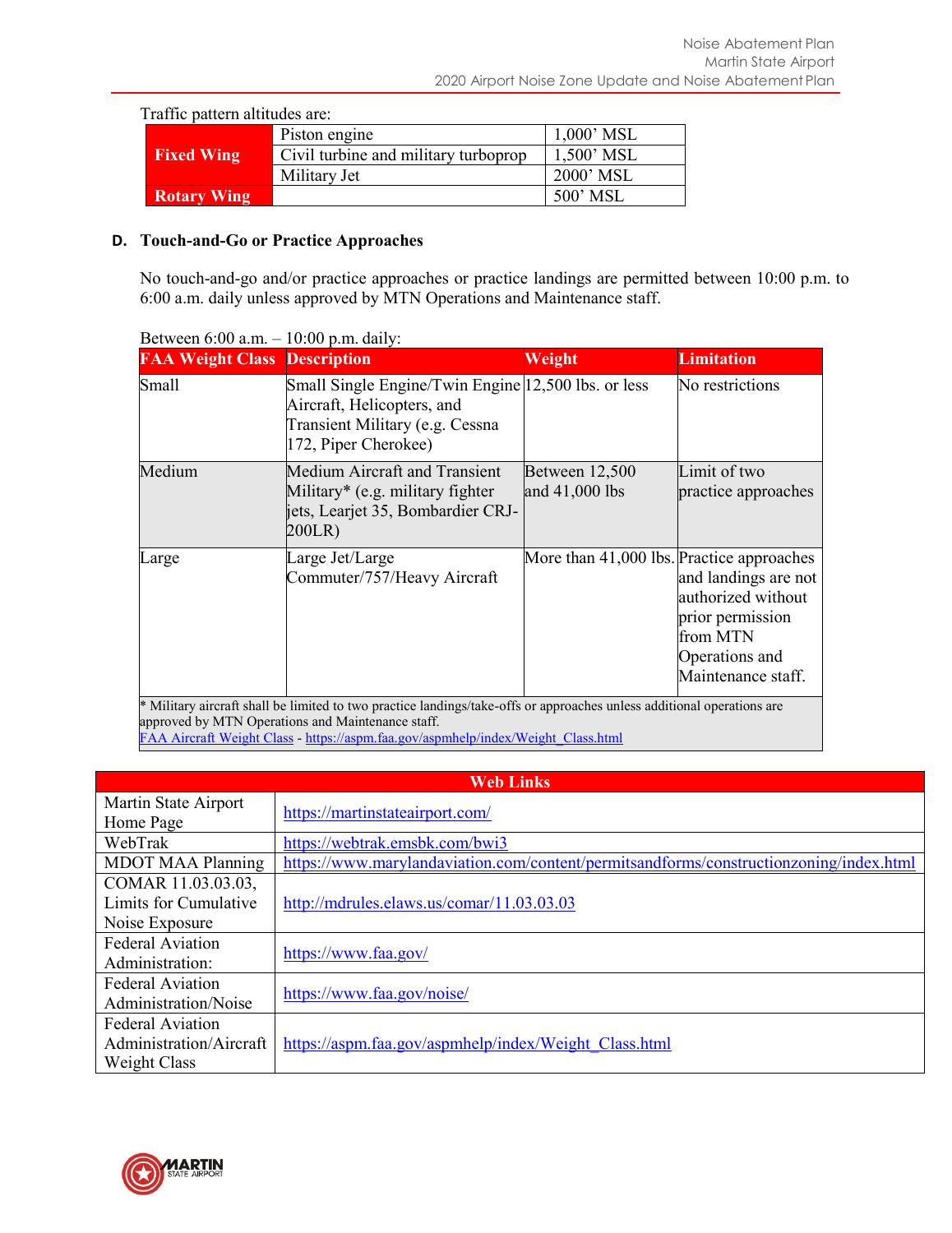Traffic pattern altitudes are:

| | | |
|---|---|---|
| **Fixed Wing** | Piston engine | 1,000' MSL |
| | Civil turbine and military turboprop | 1,500' MSL |
| | Military Jet | 2000' MSL |
| **Rotary Wing** | | 500' MSL |

### D. Touch-and-Go or Practice Approaches

No touch-and-go and/or practice approaches or practice landings are permitted between 10:00 p.m. to 6:00 a.m. daily unless approved by MTN Operations and Maintenance staff.

Between 6:00 a.m. – 10:00 p.m. daily:

| FAA Weight Class | Description | Weight | Limitation |
|---|---|---|---|
| Small | Small Single Engine/Twin Engine Aircraft, Helicopters, and Transient Military (e.g. Cessna 172, Piper Cherokee) | 12,500 lbs. or less | No restrictions |
| Medium | Medium Aircraft and Transient Military* (e.g. military fighter jets, Learjet 35, Bombardier CRJ-200LR) | Between 12,500 and 41,000 lbs | Limit of two practice approaches |
| Large | Large Jet/Large Commuter/757/Heavy Aircraft | More than 41,000 lbs. | Practice approaches and landings are not authorized without prior permission from MTN Operations and Maintenance staff. |

\* Military aircraft shall be limited to two practice landings/take-offs or approaches unless additional operations are approved by MTN Operations and Maintenance staff.
FAA Aircraft Weight Class - https://aspm.faa.gov/aspmhelp/index/Weight_Class.html

| Web Links | |
|---|---|
| Martin State Airport Home Page | https://martinstateairport.com/ |
| WebTrak | https://webtrak.emsbk.com/bwi3 |
| MDOT MAA Planning | https://www.marylandaviation.com/content/permitsandforms/constructionzoning/index.html |
| COMAR 11.03.03.03, Limits for Cumulative Noise Exposure | http://mdrules.elaws.us/comar/11.03.03.03 |
| Federal Aviation Administration: | https://www.faa.gov/ |
| Federal Aviation Administration/Noise | https://www.faa.gov/noise/ |
| Federal Aviation Administration/Aircraft Weight Class | https://aspm.faa.gov/aspmhelp/index/Weight_Class.html |